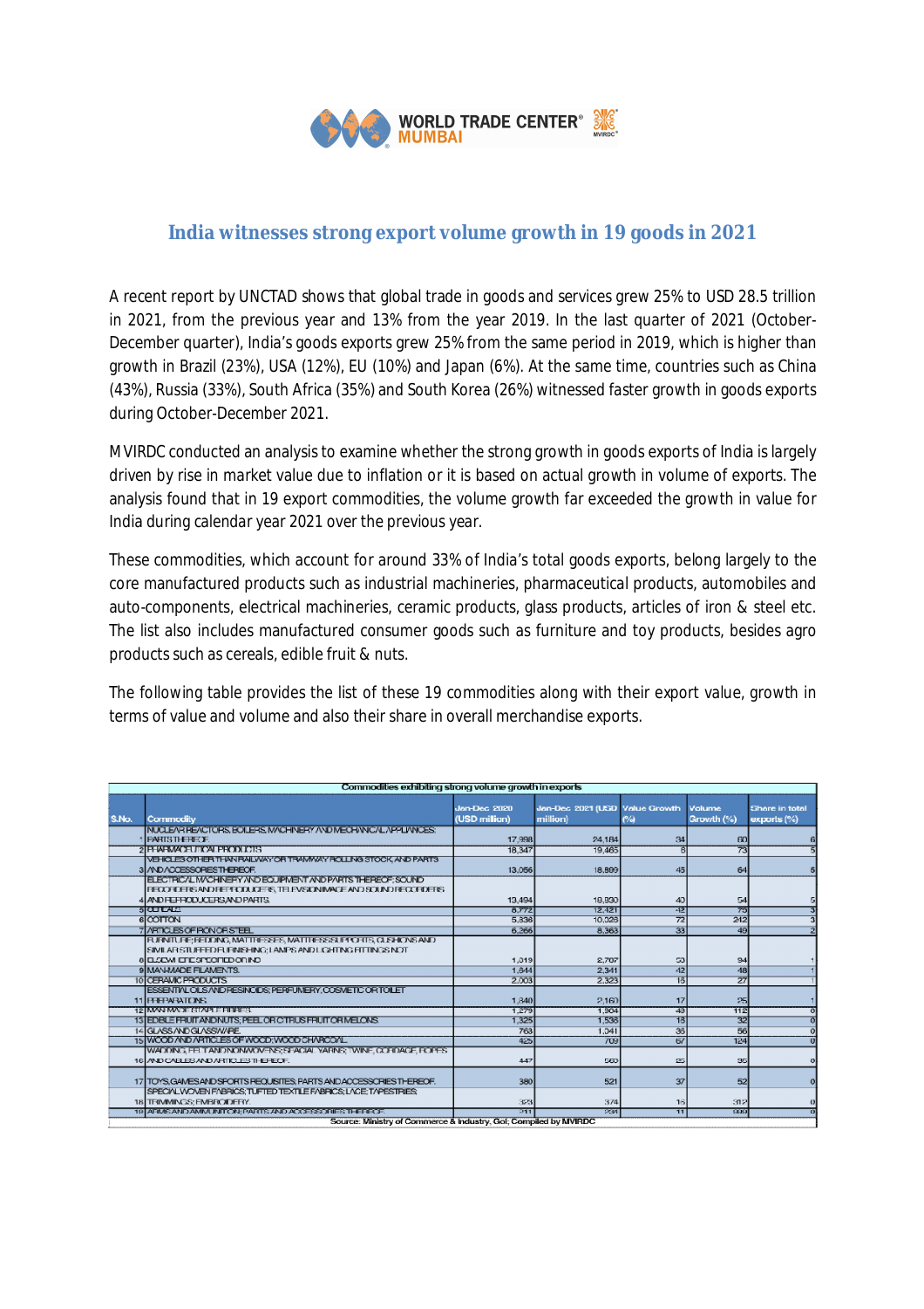## India witnesses strong export volume growth in 19 goods in 2021

A recent report by UNCTAD shows that global trade in goods and services grew 25% to USD 28.5 trillion in 2021, from the previous year and 13% from the year 2019. In the last quarter of 2021 (October-December quarter), India's goods exports grew 25% from the same period in 2019, which is higher than growth in Brazil (23%), USA (12%), EU (10%) and Japan (6%). At the same time, countries such as China (43%), Russia (33%), South Africa (35%) and South Korea (26%) witnessed faster growth in goods exports during October-December 2021.

MVIRDC conducted an analysis to examine whether the strong growth in goods exports of India is largely driven by rise in market value due to inflation or it is based on actual growth in volume of exports. The analysis found that in 19 export commodities, the volume growth far exceeded the growth in value for India during calendar year 2021 over the previous year.

These commodities, which account for around 33% of India's total goods exports, belong largely to the core manufactured products such as industrial machineries, pharmaceutical products, automobiles and auto-components, electrical machineries, ceramic products, glass products, articles of iron & steel etc. The list also includes manufactured consumer goods such as furniture and toy products, besides agro products such as cereals, edible fruit & nuts.

The following table provides the list of these 19 commodities along with their export value, growth in terms of value and volume and also their share in overall merchandise exports.

**Commodities exhibiting strong volume growth in exports**

| S.No. | Commodity | Jan-Dec 2020 (USD million) | Jan-Dec 2021 (USD million) | Value Growth (%) | Volume Growth (%) | Share in total exports (%) |
|---|---|---|---|---|---|---|
| 1 | NUCLEAR REACTORS, BOILERS, MACHINERY AND MECHANICAL APPLIANCES; PARTS THEREOF. | 17,998 | 24,184 | 34 | 60 | 6 |
| 2 | PHARMACEUTICAL PRODUCTS | 18,347 | 19,465 | 6 | 73 | 5 |
| 3 | VEHICLES OTHER THAN RAILWAY OR TRAMWAY ROLLING STOCK, AND PARTS AND ACCESSORIES THEREOF. | 13,056 | 18,899 | 45 | 64 | 5 |
| 4 | ELECTRICAL MACHINERY AND EQUIPMENT AND PARTS THEREOF; SOUND RECORDERS AND REPRODUCERS, TELEVISION IMAGE AND SOUND RECORDERS AND REPRODUCERS,AND PARTS. | 13,494 | 18,930 | 40 | 54 | 5 |
| 5 | CEREALS | 8,772 | 12,421 | 42 | 75 | 3 |
| 6 | COTTON | 5,836 | 10,028 | 72 | 242 | 3 |
| 7 | ARTICLES OF IRON OR STEEL | 6,266 | 8,363 | 33 | 49 | 2 |
| 8 | FURNITURE; BEDDING, MATTRESSES, MATTRESS SUPPORTS, CUSHIONS AND SIMILAR STUFFED FURNISHING; LAMPS AND LIGHTING FITTINGS NOT ELSEWHERE SPECIFIED OR INC | 1,819 | 2,767 | 53 | 94 | 1 |
| 9 | MAN-MADE FILAMENTS. | 1,644 | 2,341 | 42 | 48 | 1 |
| 10 | CERAMIC PRODUCTS. | 2,003 | 2,323 | 16 | 27 | 1 |
| 11 | ESSENTIAL OILS AND RESINOIDS; PERFUMERY, COSMETIC OR TOILET PREPARATIONS. | 1,840 | 2,160 | 17 | 25 | 1 |
| 12 | MAN-MADE STAPLE FIBRES. | 1,279 | 1,904 | 49 | 112 | 0 |
| 13 | EDIBLE FRUIT AND NUTS; PEEL OR CITRUS FRUIT OR MELONS. | 1,325 | 1,536 | 16 | 32 | 0 |
| 14 | GLASS AND GLASSWARE. | 768 | 1,041 | 36 | 56 | 0 |
| 15 | WOOD AND ARTICLES OF WOOD; WOOD CHARCOAL. | 425 | 709 | 67 | 124 | 0 |
| 16 | WADDING, FELT AND NONWOVENS; SPECIAL YARNS; TWINE, CORDAGE, ROPES AND CABLES AND ARTICLES THEREOF. | 447 | 560 | 25 | 35 | 0 |
| 17 | TOYS, GAMES AND SPORTS REQUISITES; PARTS AND ACCESSORIES THEREOF. | 380 | 521 | 37 | 52 | 0 |
| 18 | SPECIAL WOVEN FABRICS; TUFTED TEXTILE FABRICS; LACE; TAPESTRIES; TRIMMINGS; EMBROIDERY. | 323 | 374 | 16 | 312 | 0 |
| 19 | ARMS AND AMMUNITION; PARTS AND ACCESSORIES THEREOF. | 211 | 234 | 11 | 999 | 0 |

Source: Ministry of Commerce & Industry, GoI; Compiled by MVIRDC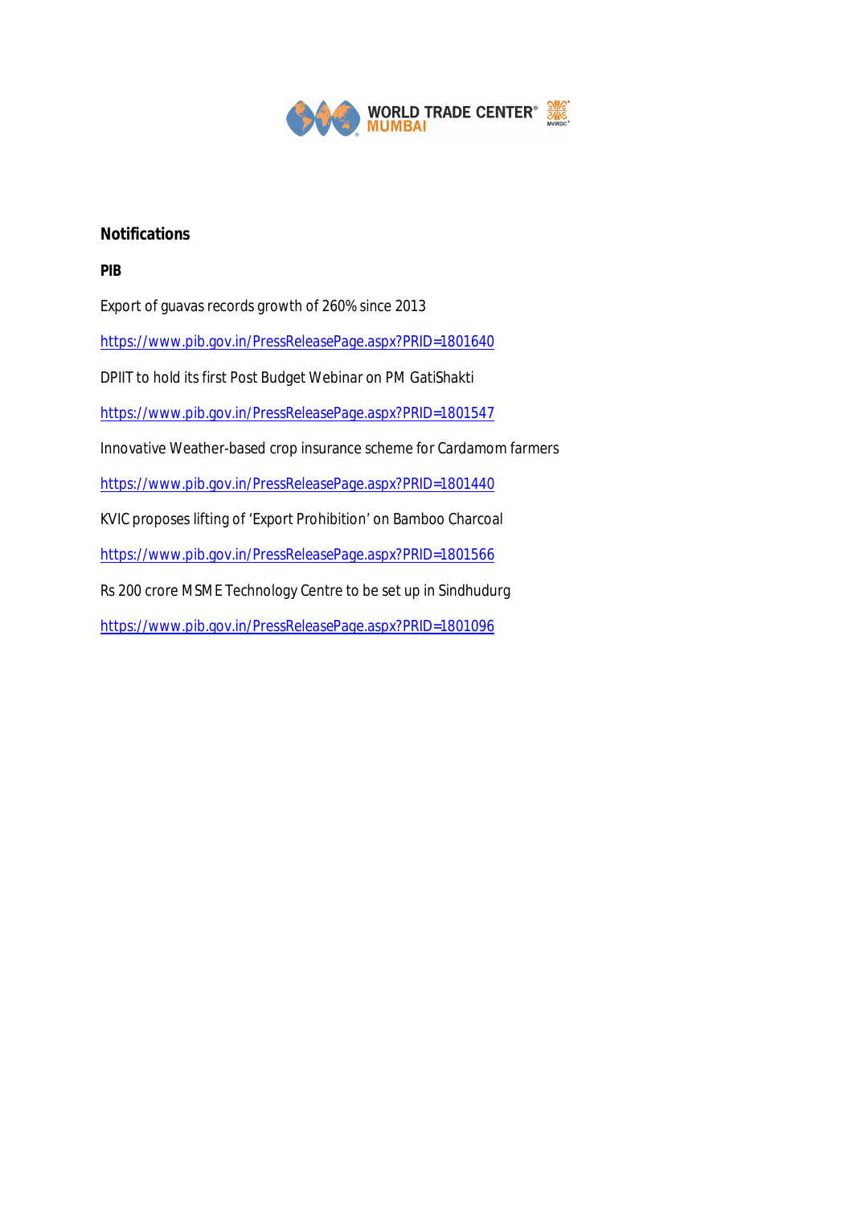**Notifications**

**PIB**

Export of guavas records growth of 260% since 2013

https://www.pib.gov.in/PressReleasePage.aspx?PRID=1801640

DPIIT to hold its first Post Budget Webinar on PM GatiShakti

https://www.pib.gov.in/PressReleasePage.aspx?PRID=1801547

Innovative Weather-based crop insurance scheme for Cardamom farmers

https://www.pib.gov.in/PressReleasePage.aspx?PRID=1801440

KVIC proposes lifting of 'Export Prohibition' on Bamboo Charcoal

https://www.pib.gov.in/PressReleasePage.aspx?PRID=1801566

Rs 200 crore MSME Technology Centre to be set up in Sindhudurg

https://www.pib.gov.in/PressReleasePage.aspx?PRID=1801096